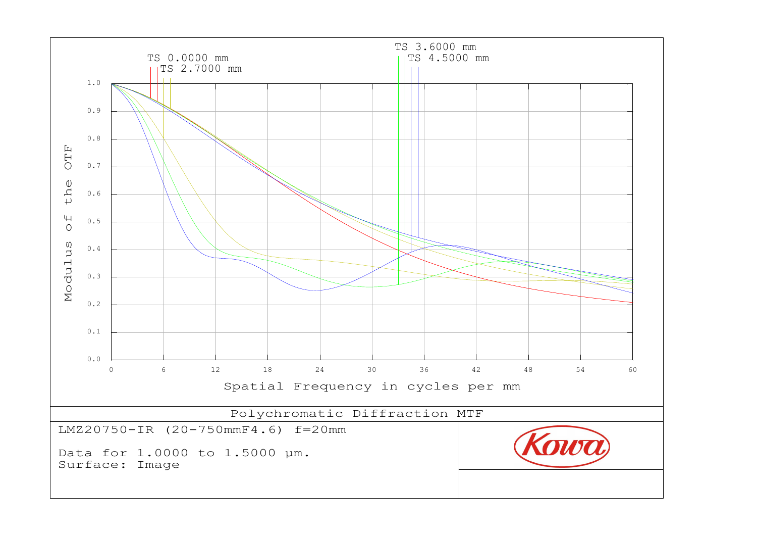TS 0.0000 mm
TS 2.7000 mm
TS 3.6000 mm
TS 4.5000 mm

Modulus of the OTF

Spatial Frequency in cycles per mm

Polychromatic Diffraction MTF

LMZ20750-IR (20-750mmF4.6) f=20mm

Data for 1.0000 to 1.5000 µm.
Surface: Image

Kowa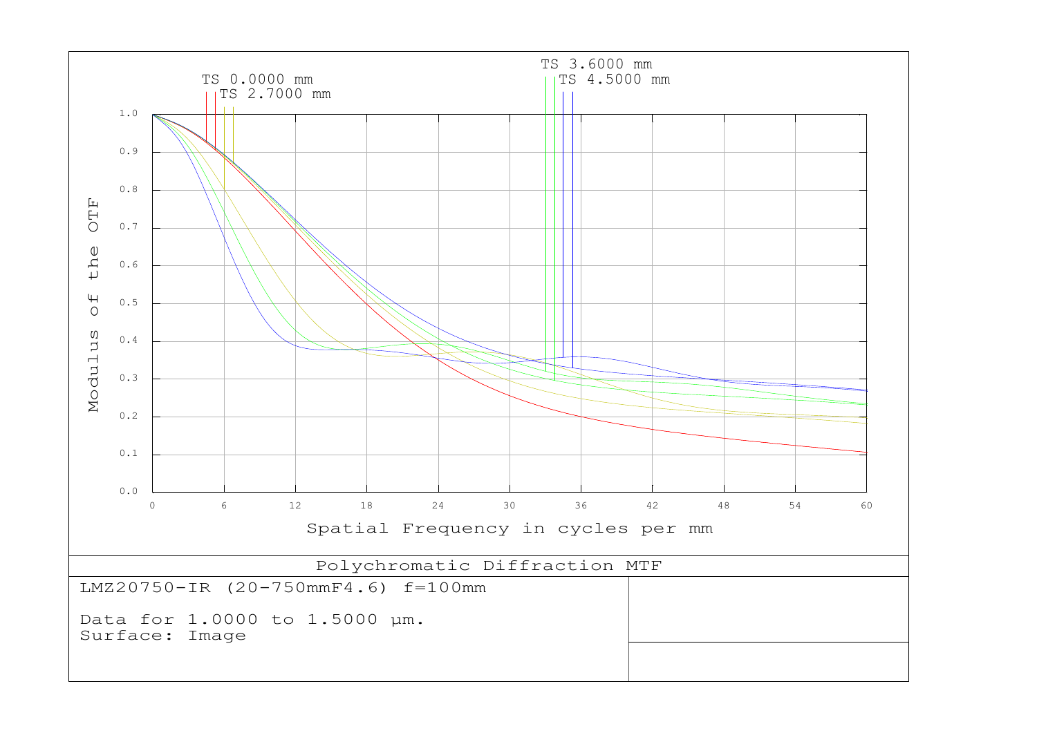TS 0.0000 mm
TS 2.7000 mm
TS 3.6000 mm
TS 4.5000 mm

Modulus of the OTF

Spatial Frequency in cycles per mm

Polychromatic Diffraction MTF

LMZ20750-IR (20-750mmF4.6) f=100mm

Data for 1.0000 to 1.5000 µm.
Surface: Image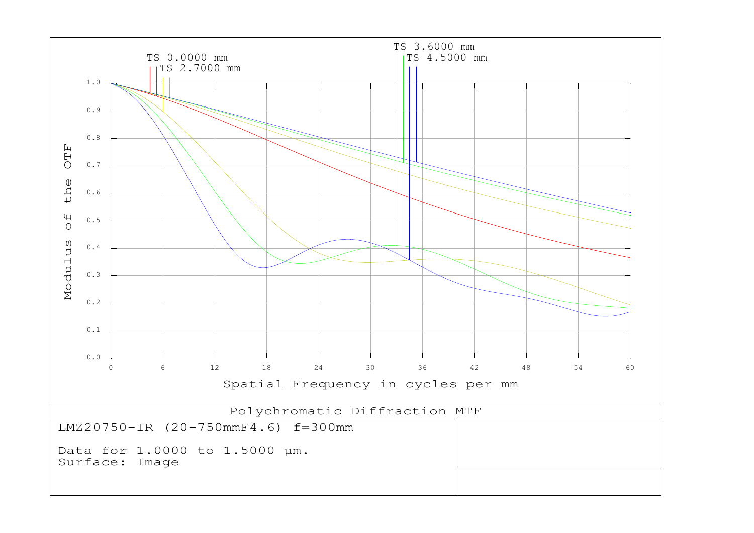TS 0.0000 mm
TS 2.7000 mm
TS 3.6000 mm
TS 4.5000 mm

Modulus of the OTF

Spatial Frequency in cycles per mm

Polychromatic Diffraction MTF

LMZ20750-IR (20-750mmF4.6) f=300mm

Data for 1.0000 to 1.5000 µm.
Surface: Image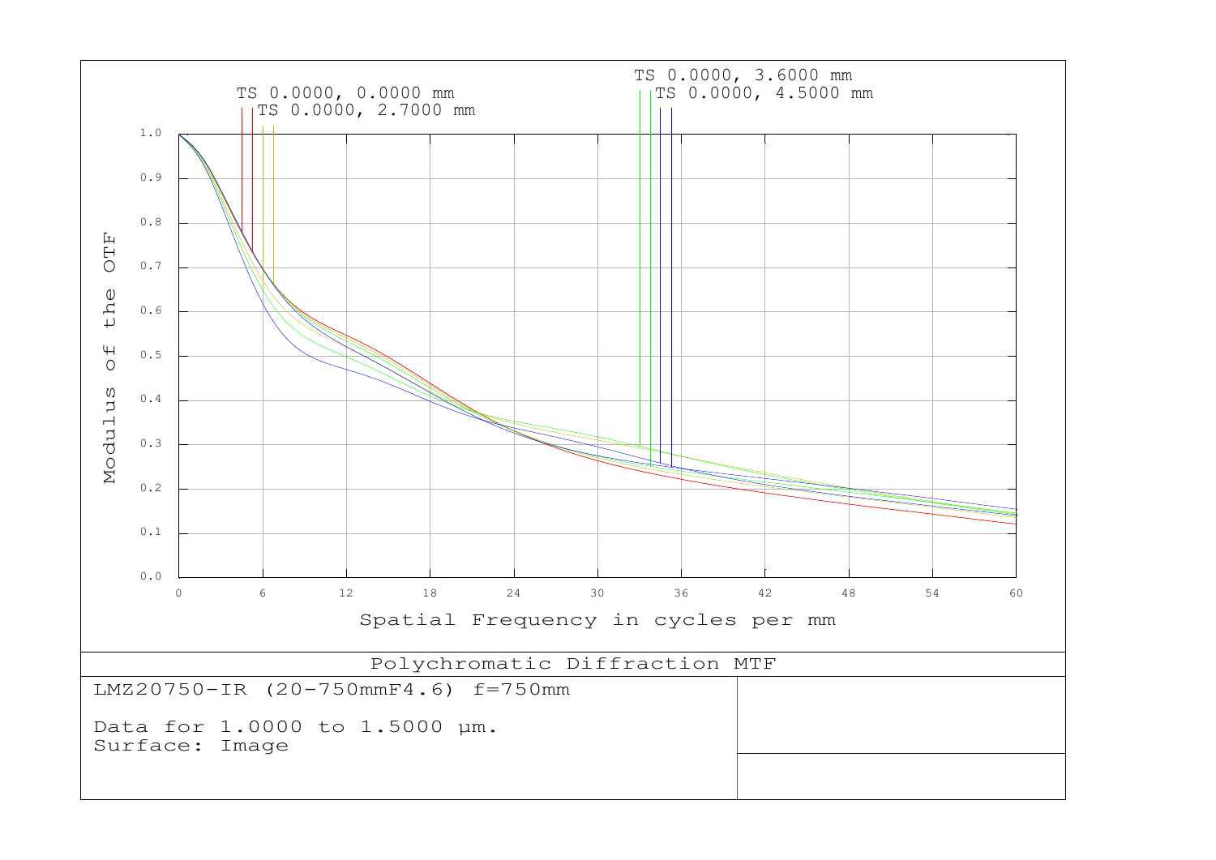TS 0.0000, 0.0000 mm
TS 0.0000, 2.7000 mm
TS 0.0000, 3.6000 mm
TS 0.0000, 4.5000 mm

Modulus of the OTF

1.0
0.9
0.8
0.7
0.6
0.5
0.4
0.3
0.2
0.1
0.0

0 6 12 18 24 30 36 42 48 54 60

Spatial Frequency in cycles per mm

Polychromatic Diffraction MTF

LMZ20750-IR (20-750mmF4.6) f=750mm

Data for 1.0000 to 1.5000 µm.
Surface: Image